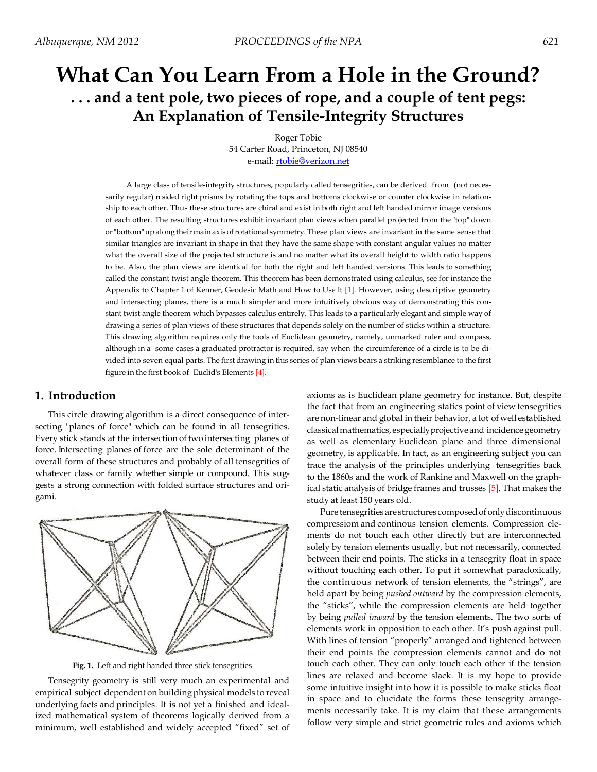# What Can You Learn From a Hole in the Ground?

## . . . and a tent pole, two pieces of rope, and a couple of tent pegs: An Explanation of Tensile-Integrity Structures

Roger Tobie
54 Carter Road, Princeton, NJ 08540
e-mail: rtobie@verizon.net

A large class of tensile-integrity structures, popularly called tensegrities, can be derived from (not necessarily regular) **n** sided right prisms by rotating the tops and bottoms clockwise or counter clockwise in relationship to each other. Thus these structures are chiral and exist in both right and left handed mirror image versions of each other. The resulting structures exhibit invariant plan views when parallel projected from the "top" down or "bottom" up along their main axis of rotational symmetry. These plan views are invariant in the same sense that similar triangles are invariant in shape in that they have the same shape with constant angular values no matter what the overall size of the projected structure is and no matter what its overall height to width ratio happens to be. Also, the plan views are identical for both the right and left handed versions. This leads to something called the constant twist angle theorem. This theorem has been demonstrated using calculus, see for instance the Appendix to Chapter 1 of Kenner, Geodesic Math and How to Use It [1]. However, using descriptive geometry and intersecting planes, there is a much simpler and more intuitively obvious way of demonstrating this constant twist angle theorem which bypasses calculus entirely. This leads to a particularly elegant and simple way of drawing a series of plan views of these structures that depends solely on the number of sticks within a structure. This drawing algorithm requires only the tools of Euclidean geometry, namely, unmarked ruler and compass, although in a some cases a graduated protractor is required, say when the circumference of a circle is to be divided into seven equal parts. The first drawing in this series of plan views bears a striking resemblance to the first figure in the first book of Euclid's Elements [4].

## 1. Introduction

This circle drawing algorithm is a direct consequence of intersecting "planes of force" which can be found in all tensegrities. Every stick stands at the intersection of two intersecting planes of force. Intersecting planes of force are the sole determinant of the overall form of these structures and probably of all tensegrities of whatever class or family whether simple or compound. This suggests a strong connection with folded surface structures and origami.

**Fig. 1.** Left and right handed three stick tensegrities

Tensegrity geometry is still very much an experimental and empirical subject dependent on building physical models to reveal underlying facts and principles. It is not yet a finished and idealized mathematical system of theorems logically derived from a minimum, well established and widely accepted "fixed" set of axioms as is Euclidean plane geometry for instance. But, despite the fact that from an engineering statics point of view tensegrities are non-linear and global in their behavior, a lot of well established classical mathematics, especially projective and incidence geometry as well as elementary Euclidean plane and three dimensional geometry, is applicable. In fact, as an engineering subject you can trace the analysis of the principles underlying tensegrities back to the 1860s and the work of Rankine and Maxwell on the graphical static analysis of bridge frames and trusses [5]. That makes the study at least 150 years old.

Pure tensegrities are structures composed of only discontinuous compressiom and continous tension elements. Compression elements do not touch each other directly but are interconnected solely by tension elements usually, but not necessarily, connected between their end points. The sticks in a tensegrity float in space without touching each other. To put it somewhat paradoxically, the continuous network of tension elements, the "strings", are held apart by being *pushed outward* by the compression elements, the "sticks", while the compression elements are held together by being *pulled inward* by the tension elements. The two sorts of elements work in opposition to each other. It's push against pull. With lines of tension "properly" arranged and tightened between their end points the compression elements cannot and do not touch each other. They can only touch each other if the tension lines are relaxed and become slack. It is my hope to provide some intuitive insight into how it is possible to make sticks float in space and to elucidate the forms these tensegrity arrangements necessarily take. It is my claim that these arrangements follow very simple and strict geometric rules and axioms which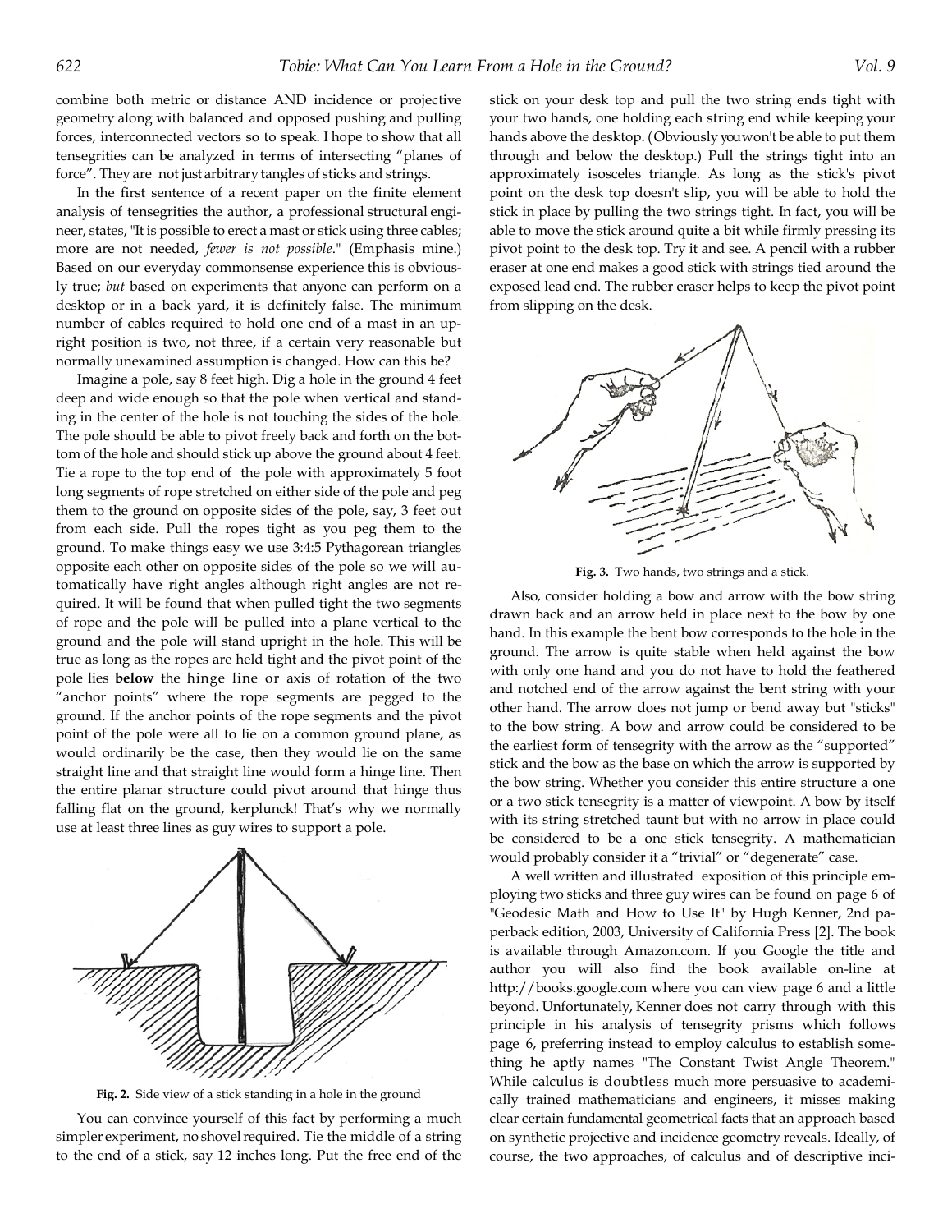combine both metric or distance AND incidence or projective geometry along with balanced and opposed pushing and pulling forces, interconnected vectors so to speak. I hope to show that all tensegrities can be analyzed in terms of intersecting "planes of force". They are not just arbitrary tangles of sticks and strings.

In the first sentence of a recent paper on the finite element analysis of tensegrities the author, a professional structural engineer, states, "It is possible to erect a mast or stick using three cables; more are not needed, *fewer is not possible*." (Emphasis mine.) Based on our everyday commonsense experience this is obviously true; *but* based on experiments that anyone can perform on a desktop or in a back yard, it is definitely false. The minimum number of cables required to hold one end of a mast in an upright position is two, not three, if a certain very reasonable but normally unexamined assumption is changed. How can this be?

Imagine a pole, say 8 feet high. Dig a hole in the ground 4 feet deep and wide enough so that the pole when vertical and standing in the center of the hole is not touching the sides of the hole. The pole should be able to pivot freely back and forth on the bottom of the hole and should stick up above the ground about 4 feet. Tie a rope to the top end of the pole with approximately 5 foot long segments of rope stretched on either side of the pole and peg them to the ground on opposite sides of the pole, say, 3 feet out from each side. Pull the ropes tight as you peg them to the ground. To make things easy we use 3:4:5 Pythagorean triangles opposite each other on opposite sides of the pole so we will automatically have right angles although right angles are not required. It will be found that when pulled tight the two segments of rope and the pole will be pulled into a plane vertical to the ground and the pole will stand upright in the hole. This will be true as long as the ropes are held tight and the pivot point of the pole lies **below** the hinge line or axis of rotation of the two "anchor points" where the rope segments are pegged to the ground. If the anchor points of the rope segments and the pivot point of the pole were all to lie on a common ground plane, as would ordinarily be the case, then they would lie on the same straight line and that straight line would form a hinge line. Then the entire planar structure could pivot around that hinge thus falling flat on the ground, kerplunck! That's why we normally use at least three lines as guy wires to support a pole.

**Fig. 2.** Side view of a stick standing in a hole in the ground

You can convince yourself of this fact by performing a much simpler experiment, no shovel required. Tie the middle of a string to the end of a stick, say 12 inches long. Put the free end of the stick on your desk top and pull the two string ends tight with your two hands, one holding each string end while keeping your hands above the desktop. (Obviously you won't be able to put them through and below the desktop.) Pull the strings tight into an approximately isosceles triangle. As long as the stick's pivot point on the desk top doesn't slip, you will be able to hold the stick in place by pulling the two strings tight. In fact, you will be able to move the stick around quite a bit while firmly pressing its pivot point to the desk top. Try it and see. A pencil with a rubber eraser at one end makes a good stick with strings tied around the exposed lead end. The rubber eraser helps to keep the pivot point from slipping on the desk.

**Fig. 3.** Two hands, two strings and a stick.

Also, consider holding a bow and arrow with the bow string drawn back and an arrow held in place next to the bow by one hand. In this example the bent bow corresponds to the hole in the ground. The arrow is quite stable when held against the bow with only one hand and you do not have to hold the feathered and notched end of the arrow against the bent string with your other hand. The arrow does not jump or bend away but "sticks" to the bow string. A bow and arrow could be considered to be the earliest form of tensegrity with the arrow as the "supported" stick and the bow as the base on which the arrow is supported by the bow string. Whether you consider this entire structure a one or a two stick tensegrity is a matter of viewpoint. A bow by itself with its string stretched taunt but with no arrow in place could be considered to be a one stick tensegrity. A mathematician would probably consider it a "trivial" or "degenerate" case.

A well written and illustrated exposition of this principle employing two sticks and three guy wires can be found on page 6 of "Geodesic Math and How to Use It" by Hugh Kenner, 2nd paperback edition, 2003, University of California Press [2]. The book is available through Amazon.com. If you Google the title and author you will also find the book available on-line at http://books.google.com where you can view page 6 and a little beyond. Unfortunately, Kenner does not carry through with this principle in his analysis of tensegrity prisms which follows page 6, preferring instead to employ calculus to establish something he aptly names "The Constant Twist Angle Theorem." While calculus is doubtless much more persuasive to academically trained mathematicians and engineers, it misses making clear certain fundamental geometrical facts that an approach based on synthetic projective and incidence geometry reveals. Ideally, of course, the two approaches, of calculus and of descriptive inci-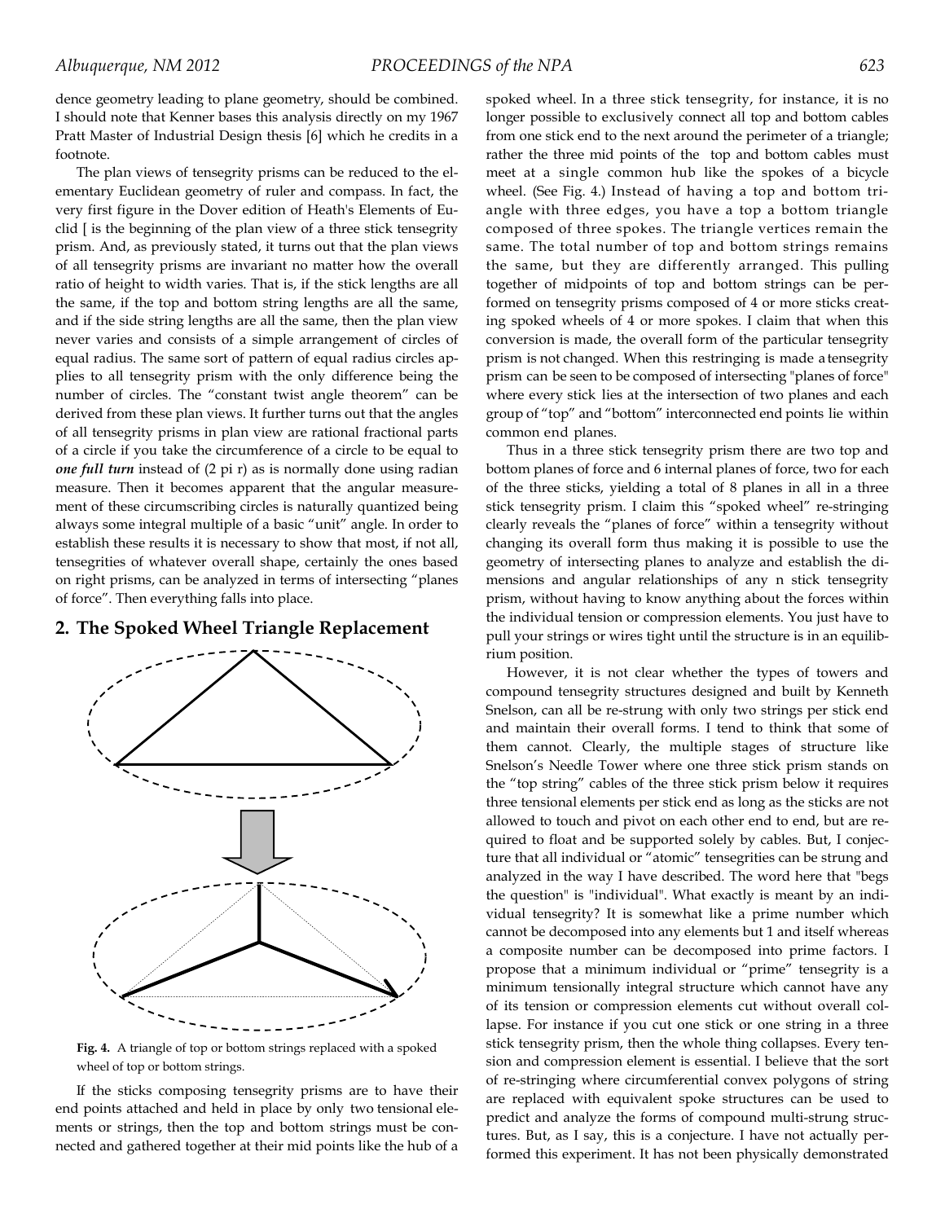dence geometry leading to plane geometry, should be combined. I should note that Kenner bases this analysis directly on my 1967 Pratt Master of Industrial Design thesis [6] which he credits in a footnote.

The plan views of tensegrity prisms can be reduced to the elementary Euclidean geometry of ruler and compass. In fact, the very first figure in the Dover edition of Heath's Elements of Euclid [ is the beginning of the plan view of a three stick tensegrity prism. And, as previously stated, it turns out that the plan views of all tensegrity prisms are invariant no matter how the overall ratio of height to width varies. That is, if the stick lengths are all the same, if the top and bottom string lengths are all the same, and if the side string lengths are all the same, then the plan view never varies and consists of a simple arrangement of circles of equal radius. The same sort of pattern of equal radius circles applies to all tensegrity prism with the only difference being the number of circles. The "constant twist angle theorem" can be derived from these plan views. It further turns out that the angles of all tensegrity prisms in plan view are rational fractional parts of a circle if you take the circumference of a circle to be equal to ***one full turn*** instead of (2 pi r) as is normally done using radian measure. Then it becomes apparent that the angular measurement of these circumscribing circles is naturally quantized being always some integral multiple of a basic "unit" angle. In order to establish these results it is necessary to show that most, if not all, tensegrities of whatever overall shape, certainly the ones based on right prisms, can be analyzed in terms of intersecting "planes of force". Then everything falls into place.

## 2. The Spoked Wheel Triangle Replacement

**Fig. 4.** A triangle of top or bottom strings replaced with a spoked wheel of top or bottom strings.

If the sticks composing tensegrity prisms are to have their end points attached and held in place by only two tensional elements or strings, then the top and bottom strings must be connected and gathered together at their mid points like the hub of a spoked wheel. In a three stick tensegrity, for instance, it is no longer possible to exclusively connect all top and bottom cables from one stick end to the next around the perimeter of a triangle; rather the three mid points of the top and bottom cables must meet at a single common hub like the spokes of a bicycle wheel. (See Fig. 4.) Instead of having a top and bottom triangle with three edges, you have a top a bottom triangle composed of three spokes. The triangle vertices remain the same. The total number of top and bottom strings remains the same, but they are differently arranged. This pulling together of midpoints of top and bottom strings can be performed on tensegrity prisms composed of 4 or more sticks creating spoked wheels of 4 or more spokes. I claim that when this conversion is made, the overall form of the particular tensegrity prism is not changed. When this restringing is made a tensegrity prism can be seen to be composed of intersecting "planes of force" where every stick lies at the intersection of two planes and each group of "top" and "bottom" interconnected end points lie within common end planes.

Thus in a three stick tensegrity prism there are two top and bottom planes of force and 6 internal planes of force, two for each of the three sticks, yielding a total of 8 planes in all in a three stick tensegrity prism. I claim this "spoked wheel" re-stringing clearly reveals the "planes of force" within a tensegrity without changing its overall form thus making it is possible to use the geometry of intersecting planes to analyze and establish the dimensions and angular relationships of any n stick tensegrity prism, without having to know anything about the forces within the individual tension or compression elements. You just have to pull your strings or wires tight until the structure is in an equilibrium position.

However, it is not clear whether the types of towers and compound tensegrity structures designed and built by Kenneth Snelson, can all be re-strung with only two strings per stick end and maintain their overall forms. I tend to think that some of them cannot. Clearly, the multiple stages of structure like Snelson's Needle Tower where one three stick prism stands on the "top string" cables of the three stick prism below it requires three tensional elements per stick end as long as the sticks are not allowed to touch and pivot on each other end to end, but are required to float and be supported solely by cables. But, I conjecture that all individual or "atomic" tensegrities can be strung and analyzed in the way I have described. The word here that "begs the question" is "individual". What exactly is meant by an individual tensegrity? It is somewhat like a prime number which cannot be decomposed into any elements but 1 and itself whereas a composite number can be decomposed into prime factors. I propose that a minimum individual or "prime" tensegrity is a minimum tensionally integral structure which cannot have any of its tension or compression elements cut without overall collapse. For instance if you cut one stick or one string in a three stick tensegrity prism, then the whole thing collapses. Every tension and compression element is essential. I believe that the sort of re-stringing where circumferential convex polygons of string are replaced with equivalent spoke structures can be used to predict and analyze the forms of compound multi-strung structures. But, as I say, this is a conjecture. I have not actually performed this experiment. It has not been physically demonstrated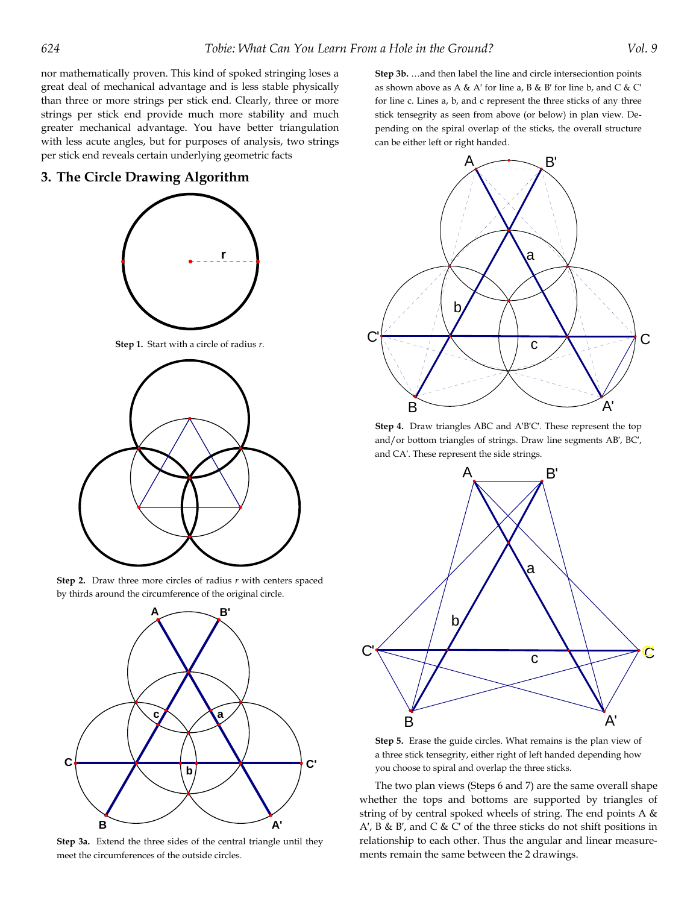nor mathematically proven. This kind of spoked stringing loses a great deal of mechanical advantage and is less stable physically than three or more strings per stick end. Clearly, three or more strings per stick end provide much more stability and much greater mechanical advantage. You have better triangulation with less acute angles, but for purposes of analysis, two strings per stick end reveals certain underlying geometric facts

## 3. The Circle Drawing Algorithm

**Step 1.** Start with a circle of radius *r*.

**Step 2.** Draw three more circles of radius *r* with centers spaced by thirds around the circumference of the original circle.

**Step 3a.** Extend the three sides of the central triangle until they meet the circumferences of the outside circles.

**Step 3b.** …and then label the line and circle intersециontion points as shown above as A & A′ for line a, B & B′ for line b, and C & C′ for line c. Lines a, b, and c represent the three sticks of any three stick tensegrity as seen from above (or below) in plan view. Depending on the spiral overlap of the sticks, the overall structure can be either left or right handed.

**Step 4.** Draw triangles ABC and A′B′C′. These represent the top and/or bottom triangles of strings. Draw line segments AB′, BC′, and CA′. These represent the side strings.

**Step 5.** Erase the guide circles. What remains is the plan view of a three stick tensegrity, either right of left handed depending how you choose to spiral and overlap the three sticks.

The two plan views (Steps 6 and 7) are the same overall shape whether the tops and bottoms are supported by triangles of string of by central spoked wheels of string. The end points A & A′, B & B′, and C & C′ of the three sticks do not shift positions in relationship to each other. Thus the angular and linear measurements remain the same between the 2 drawings.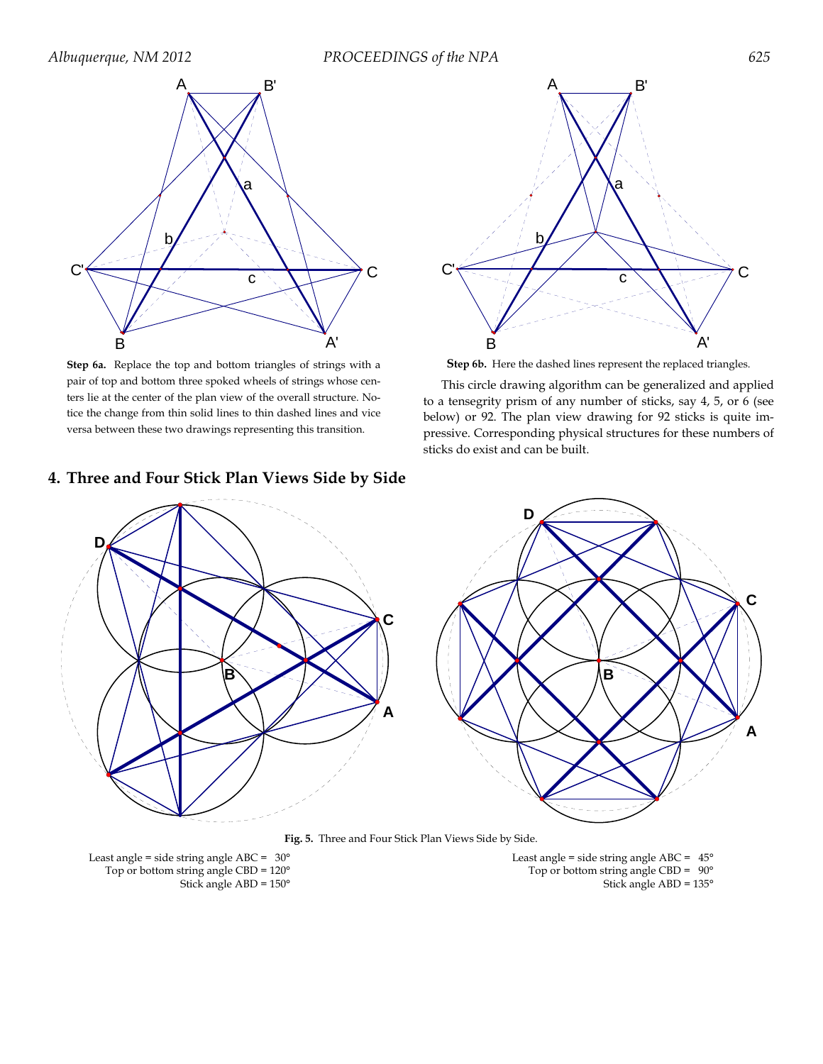**Step 6a.** Replace the top and bottom triangles of strings with a pair of top and bottom three spoked wheels of strings whose centers lie at the center of the plan view of the overall structure. Notice the change from thin solid lines to thin dashed lines and vice versa between these two drawings representing this transition.

**Step 6b.** Here the dashed lines represent the replaced triangles.

This circle drawing algorithm can be generalized and applied to a tensegrity prism of any number of sticks, say 4, 5, or 6 (see below) or 92. The plan view drawing for 92 sticks is quite impressive. Corresponding physical structures for these numbers of sticks do exist and can be built.

## 4. Three and Four Stick Plan Views Side by Side

**Fig. 5.** Three and Four Stick Plan Views Side by Side.

Least angle = side string angle ABC = 30°
Top or bottom string angle CBD = 120°
Stick angle ABD = 150°

Least angle = side string angle ABC = 45°
Top or bottom string angle CBD = 90°
Stick angle ABD = 135°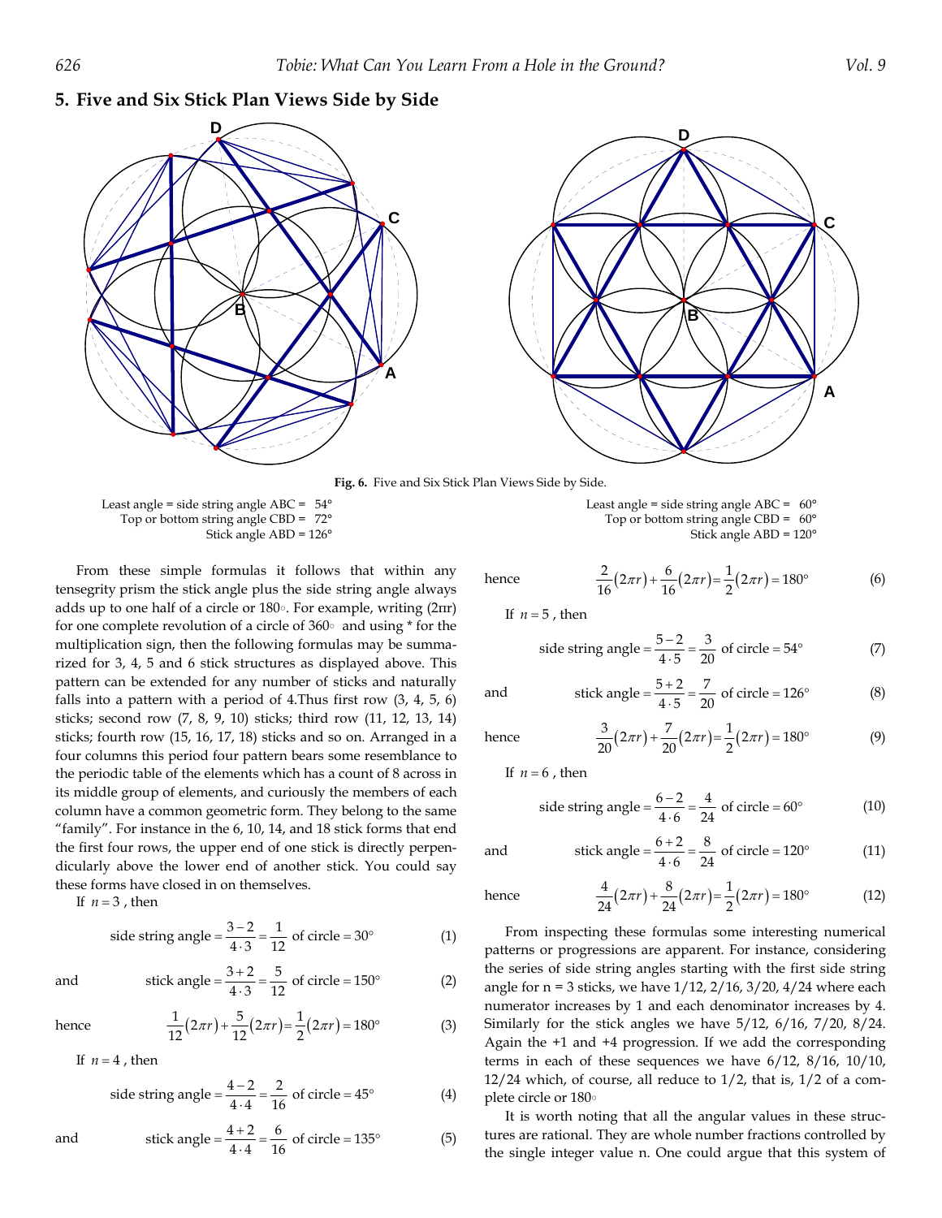## 5. Five and Six Stick Plan Views Side by Side

**Fig. 6.** Five and Six Stick Plan Views Side by Side.

Least angle = side string angle ABC = 54°
Top or bottom string angle CBD = 72°
Stick angle ABD = 126°

Least angle = side string angle ABC = 60°
Top or bottom string angle CBD = 60°
Stick angle ABD = 120°

From these simple formulas it follows that within any tensegrity prism the stick angle plus the side string angle always adds up to one half of a circle or 180◦. For example, writing (2πr) for one complete revolution of a circle of 360◦ and using * for the multiplication sign, then the following formulas may be summarized for 3, 4, 5 and 6 stick structures as displayed above. This pattern can be extended for any number of sticks and naturally falls into a pattern with a period of 4.Thus first row (3, 4, 5, 6) sticks; second row (7, 8, 9, 10) sticks; third row (11, 12, 13, 14) sticks; fourth row (15, 16, 17, 18) sticks and so on. Arranged in a four columns this period four pattern bears some resemblance to the periodic table of the elements which has a count of 8 across in its middle group of elements, and curiously the members of each column have a common geometric form. They belong to the same "family". For instance in the 6, 10, 14, and 18 stick forms that end the first four rows, the upper end of one stick is directly perpendicularly above the lower end of another stick. You could say these forms have closed in on themselves.

If $n = 3$, then

$$\text{side string angle} = \frac{3-2}{4 \cdot 3} = \frac{1}{12} \text{ of circle} = 30° \tag{1}$$

and

$$\text{stick angle} = \frac{3+2}{4 \cdot 3} = \frac{5}{12} \text{ of circle} = 150° \tag{2}$$

hence

$$\frac{1}{12}(2\pi r) + \frac{5}{12}(2\pi r) = \frac{1}{2}(2\pi r) = 180° \tag{3}$$

If $n = 4$, then

$$\text{side string angle} = \frac{4-2}{4 \cdot 4} = \frac{2}{16} \text{ of circle} = 45° \tag{4}$$

and

$$\text{stick angle} = \frac{4+2}{4 \cdot 4} = \frac{6}{16} \text{ of circle} = 135° \tag{5}$$

hence

$$\frac{2}{16}(2\pi r) + \frac{6}{16}(2\pi r) = \frac{1}{2}(2\pi r) = 180° \tag{6}$$

If $n = 5$, then

$$\text{side string angle} = \frac{5-2}{4 \cdot 5} = \frac{3}{20} \text{ of circle} = 54° \tag{7}$$

and

$$\text{stick angle} = \frac{5+2}{4 \cdot 5} = \frac{7}{20} \text{ of circle} = 126° \tag{8}$$

hence

$$\frac{3}{20}(2\pi r) + \frac{7}{20}(2\pi r) = \frac{1}{2}(2\pi r) = 180° \tag{9}$$

If $n = 6$, then

$$\text{side string angle} = \frac{6-2}{4 \cdot 6} = \frac{4}{24} \text{ of circle} = 60° \tag{10}$$

and

$$\text{stick angle} = \frac{6+2}{4 \cdot 6} = \frac{8}{24} \text{ of circle} = 120° \tag{11}$$

hence

$$\frac{4}{24}(2\pi r) + \frac{8}{24}(2\pi r) = \frac{1}{2}(2\pi r) = 180° \tag{12}$$

From inspecting these formulas some interesting numerical patterns or progressions are apparent. For instance, considering the series of side string angles starting with the first side string angle for n = 3 sticks, we have 1/12, 2/16, 3/20, 4/24 where each numerator increases by 1 and each denominator increases by 4. Similarly for the stick angles we have 5/12, 6/16, 7/20, 8/24. Again the +1 and +4 progression. If we add the corresponding terms in each of these sequences we have 6/12, 8/16, 10/10, 12/24 which, of course, all reduce to 1/2, that is, 1/2 of a complete circle or 180◦

It is worth noting that all the angular values in these structures are rational. They are whole number fractions controlled by the single integer value n. One could argue that this system of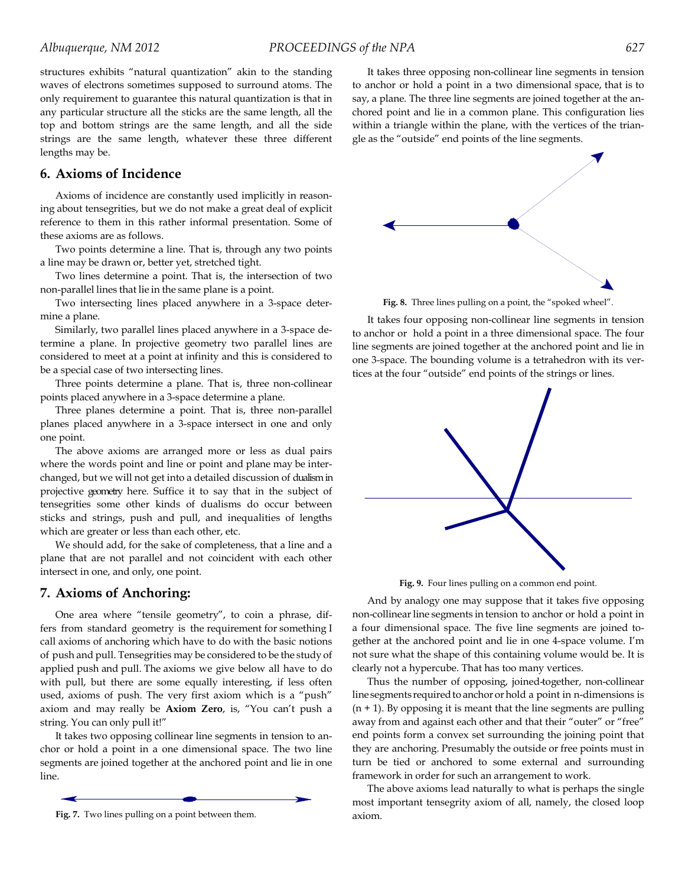structures exhibits "natural quantization" akin to the standing waves of electrons sometimes supposed to surround atoms. The only requirement to guarantee this natural quantization is that in any particular structure all the sticks are the same length, all the top and bottom strings are the same length, and all the side strings are the same length, whatever these three different lengths may be.

## 6. Axioms of Incidence

Axioms of incidence are constantly used implicitly in reasoning about tensegrities, but we do not make a great deal of explicit reference to them in this rather informal presentation. Some of these axioms are as follows.

Two points determine a line. That is, through any two points a line may be drawn or, better yet, stretched tight.

Two lines determine a point. That is, the intersection of two non-parallel lines that lie in the same plane is a point.

Two intersecting lines placed anywhere in a 3-space determine a plane.

Similarly, two parallel lines placed anywhere in a 3-space determine a plane. In projective geometry two parallel lines are considered to meet at a point at infinity and this is considered to be a special case of two intersecting lines.

Three points determine a plane. That is, three non-collinear points placed anywhere in a 3-space determine a plane.

Three planes determine a point. That is, three non-parallel planes placed anywhere in a 3-space intersect in one and only one point.

The above axioms are arranged more or less as dual pairs where the words point and line or point and plane may be interchanged, but we will not get into a detailed discussion of dualism in projective geometry here. Suffice it to say that in the subject of tensegrities some other kinds of dualisms do occur between sticks and strings, push and pull, and inequalities of lengths which are greater or less than each other, etc.

We should add, for the sake of completeness, that a line and a plane that are not parallel and not coincident with each other intersect in one, and only, one point.

## 7. Axioms of Anchoring:

One area where "tensile geometry", to coin a phrase, differs from standard geometry is the requirement for something I call axioms of anchoring which have to do with the basic notions of push and pull. Tensegrities may be considered to be the study of applied push and pull. The axioms we give below all have to do with pull, but there are some equally interesting, if less often used, axioms of push. The very first axiom which is a "push" axiom and may really be **Axiom Zero**, is, "You can't push a string. You can only pull it!"

It takes two opposing collinear line segments in tension to anchor or hold a point in a one dimensional space. The two line segments are joined together at the anchored point and lie in one line.

**Fig. 7.** Two lines pulling on a point between them.

It takes three opposing non-collinear line segments in tension to anchor or hold a point in a two dimensional space, that is to say, a plane. The three line segments are joined together at the anchored point and lie in a common plane. This configuration lies within a triangle within the plane, with the vertices of the triangle as the "outside" end points of the line segments.

**Fig. 8.** Three lines pulling on a point, the "spoked wheel".

It takes four opposing non-collinear line segments in tension to anchor or hold a point in a three dimensional space. The four line segments are joined together at the anchored point and lie in one 3-space. The bounding volume is a tetrahedron with its vertices at the four "outside" end points of the strings or lines.

**Fig. 9.** Four lines pulling on a common end point.

And by analogy one may suppose that it takes five opposing non-collinear line segments in tension to anchor or hold a point in a four dimensional space. The five line segments are joined together at the anchored point and lie in one 4-space volume. I'm not sure what the shape of this containing volume would be. It is clearly not a hypercube. That has too many vertices.

Thus the number of opposing, joined-together, non-collinear line segments required to anchor or hold a point in n-dimensions is $(n + 1)$. By opposing it is meant that the line segments are pulling away from and against each other and that their "outer" or "free" end points form a convex set surrounding the joining point that they are anchoring. Presumably the outside or free points must in turn be tied or anchored to some external and surrounding framework in order for such an arrangement to work.

The above axioms lead naturally to what is perhaps the single most important tensegrity axiom of all, namely, the closed loop axiom.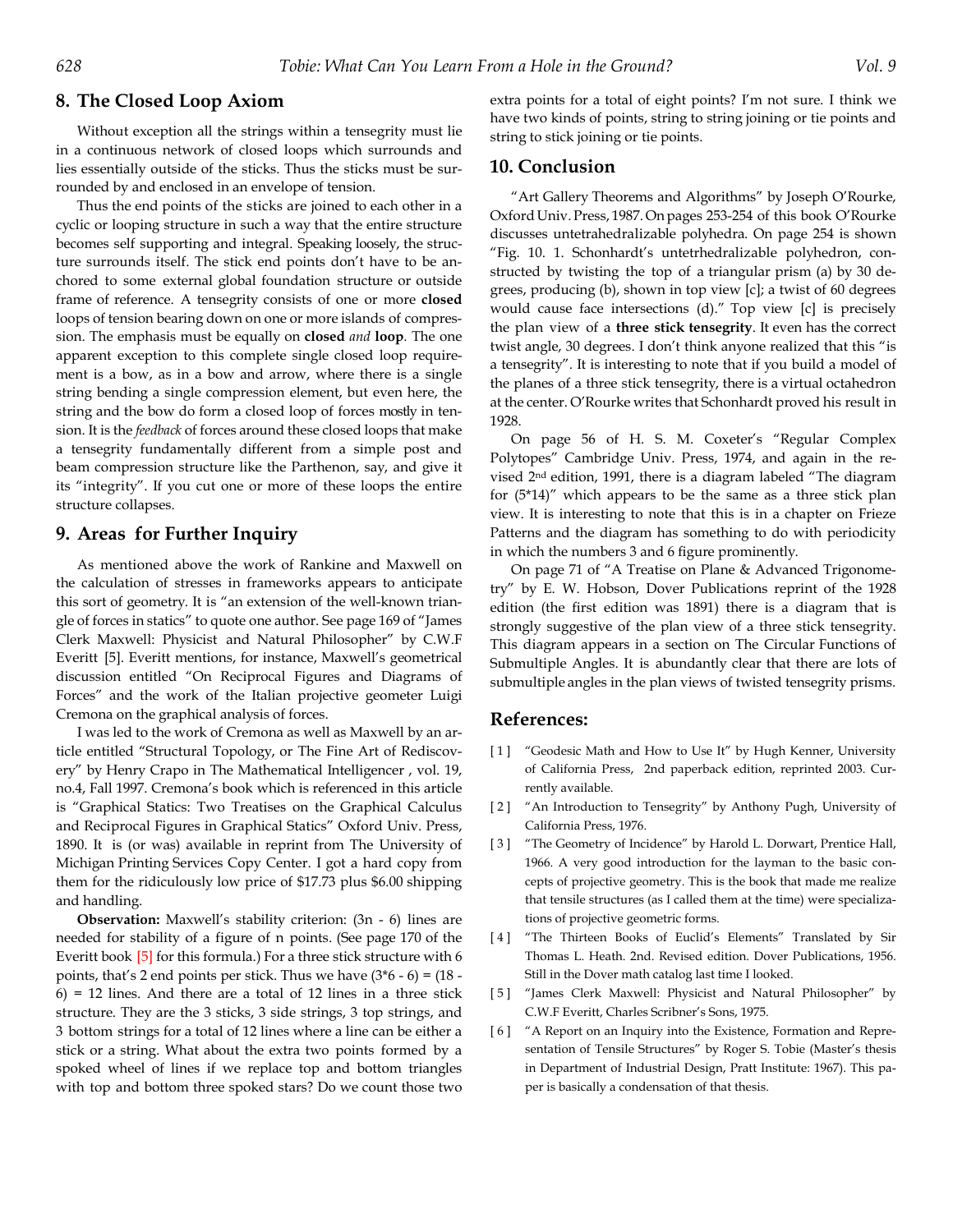## 8. The Closed Loop Axiom

Without exception all the strings within a tensegrity must lie in a continuous network of closed loops which surrounds and lies essentially outside of the sticks. Thus the sticks must be surrounded by and enclosed in an envelope of tension.

Thus the end points of the sticks are joined to each other in a cyclic or looping structure in such a way that the entire structure becomes self supporting and integral. Speaking loosely, the structure surrounds itself. The stick end points don't have to be anchored to some external global foundation structure or outside frame of reference. A tensegrity consists of one or more **closed** loops of tension bearing down on one or more islands of compression. The emphasis must be equally on **closed** *and* **loop**. The one apparent exception to this complete single closed loop requirement is a bow, as in a bow and arrow, where there is a single string bending a single compression element, but even here, the string and the bow do form a closed loop of forces mostly in tension. It is the *feedback* of forces around these closed loops that make a tensegrity fundamentally different from a simple post and beam compression structure like the Parthenon, say, and give it its "integrity". If you cut one or more of these loops the entire structure collapses.

## 9. Areas for Further Inquiry

As mentioned above the work of Rankine and Maxwell on the calculation of stresses in frameworks appears to anticipate this sort of geometry. It is "an extension of the well-known triangle of forces in statics" to quote one author. See page 169 of "James Clerk Maxwell: Physicist and Natural Philosopher" by C.W.F Everitt [5]. Everitt mentions, for instance, Maxwell's geometrical discussion entitled "On Reciprocal Figures and Diagrams of Forces" and the work of the Italian projective geometer Luigi Cremona on the graphical analysis of forces.

I was led to the work of Cremona as well as Maxwell by an article entitled "Structural Topology, or The Fine Art of Rediscovery" by Henry Crapo in The Mathematical Intelligencer , vol. 19, no.4, Fall 1997. Cremona's book which is referenced in this article is "Graphical Statics: Two Treatises on the Graphical Calculus and Reciprocal Figures in Graphical Statics" Oxford Univ. Press, 1890. It is (or was) available in reprint from The University of Michigan Printing Services Copy Center. I got a hard copy from them for the ridiculously low price of $17.73 plus $6.00 shipping and handling.

**Observation:** Maxwell's stability criterion: (3n - 6) lines are needed for stability of a figure of n points. (See page 170 of the Everitt book [5] for this formula.) For a three stick structure with 6 points, that's 2 end points per stick. Thus we have (3*6 - 6) = (18 - 6) = 12 lines. And there are a total of 12 lines in a three stick structure. They are the 3 sticks, 3 side strings, 3 top strings, and 3 bottom strings for a total of 12 lines where a line can be either a stick or a string. What about the extra two points formed by a spoked wheel of lines if we replace top and bottom triangles with top and bottom three spoked stars? Do we count those two extra points for a total of eight points? I'm not sure. I think we have two kinds of points, string to string joining or tie points and string to stick joining or tie points.

## 10. Conclusion

"Art Gallery Theorems and Algorithms" by Joseph O'Rourke, Oxford Univ. Press, 1987. On pages 253-254 of this book O'Rourke discusses untetrahedralizable polyhedra. On page 254 is shown "Fig. 10. 1. Schonhardt's untetrhedralizable polyhedron, constructed by twisting the top of a triangular prism (a) by 30 degrees, producing (b), shown in top view [c]; a twist of 60 degrees would cause face intersections (d)." Top view [c] is precisely the plan view of a **three stick tensegrity**. It even has the correct twist angle, 30 degrees. I don't think anyone realized that this "is a tensegrity". It is interesting to note that if you build a model of the planes of a three stick tensegrity, there is a virtual octahedron at the center. O'Rourke writes that Schonhardt proved his result in 1928.

On page 56 of H. S. M. Coxeter's "Regular Complex Polytopes" Cambridge Univ. Press, 1974, and again in the revised 2nd edition, 1991, there is a diagram labeled "The diagram for (5*14)" which appears to be the same as a three stick plan view. It is interesting to note that this is in a chapter on Frieze Patterns and the diagram has something to do with periodicity in which the numbers 3 and 6 figure prominently.

On page 71 of "A Treatise on Plane & Advanced Trigonometry" by E. W. Hobson, Dover Publications reprint of the 1928 edition (the first edition was 1891) there is a diagram that is strongly suggestive of the plan view of a three stick tensegrity. This diagram appears in a section on The Circular Functions of Submultiple Angles. It is abundantly clear that there are lots of submultiple angles in the plan views of twisted tensegrity prisms.

## References:

[1] "Geodesic Math and How to Use It" by Hugh Kenner, University of California Press, 2nd paperback edition, reprinted 2003. Currently available.

[2] "An Introduction to Tensegrity" by Anthony Pugh, University of California Press, 1976.

[3] "The Geometry of Incidence" by Harold L. Dorwart, Prentice Hall, 1966. A very good introduction for the layman to the basic concepts of projective geometry. This is the book that made me realize that tensile structures (as I called them at the time) were specializations of projective geometric forms.

[4] "The Thirteen Books of Euclid's Elements" Translated by Sir Thomas L. Heath. 2nd. Revised edition. Dover Publications, 1956. Still in the Dover math catalog last time I looked.

[5] "James Clerk Maxwell: Physicist and Natural Philosopher" by C.W.F Everitt, Charles Scribner's Sons, 1975.

[6] "A Report on an Inquiry into the Existence, Formation and Representation of Tensile Structures" by Roger S. Tobie (Master's thesis in Department of Industrial Design, Pratt Institute: 1967). This paper is basically a condensation of that thesis.